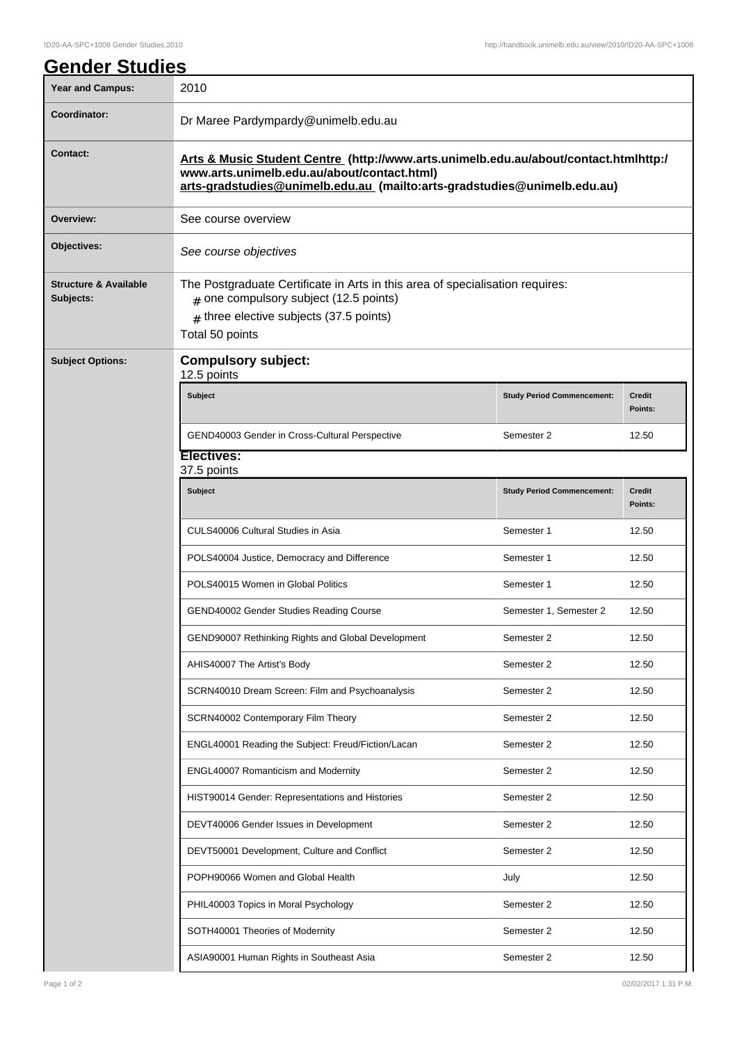# Gender Studies

| | |
|---|---|
| **Year and Campus:** | 2010 |
| **Coordinator:** | Dr Maree Pardympardy@unimelb.edu.au |
| **Contact:** | **Arts & Music Student Centre (http://www.arts.unimelb.edu.au/about/contact.htmlhttp://www.arts.unimelb.edu.au/about/contact.html)** **arts-gradstudies@unimelb.edu.au (mailto:arts-gradstudies@unimelb.edu.au)** |
| **Overview:** | See course overview |
| **Objectives:** | *See course objectives* |
| **Structure & Available Subjects:** | The Postgraduate Certificate in Arts in this area of specialisation requires: # one compulsory subject (12.5 points) # three elective subjects (37.5 points) Total 50 points |

**Subject Options:**

## Compulsory subject:

12.5 points

| Subject | Study Period Commencement: | Credit Points: |
|---|---|---|
| GEND40003 Gender in Cross-Cultural Perspective | Semester 2 | 12.50 |

## Electives:

37.5 points

| Subject | Study Period Commencement: | Credit Points: |
|---|---|---|
| CULS40006 Cultural Studies in Asia | Semester 1 | 12.50 |
| POLS40004 Justice, Democracy and Difference | Semester 1 | 12.50 |
| POLS40015 Women in Global Politics | Semester 1 | 12.50 |
| GEND40002 Gender Studies Reading Course | Semester 1, Semester 2 | 12.50 |
| GEND90007 Rethinking Rights and Global Development | Semester 2 | 12.50 |
| AHIS40007 The Artist's Body | Semester 2 | 12.50 |
| SCRN40010 Dream Screen: Film and Psychoanalysis | Semester 2 | 12.50 |
| SCRN40002 Contemporary Film Theory | Semester 2 | 12.50 |
| ENGL40001 Reading the Subject: Freud/Fiction/Lacan | Semester 2 | 12.50 |
| ENGL40007 Romanticism and Modernity | Semester 2 | 12.50 |
| HIST90014 Gender: Representations and Histories | Semester 2 | 12.50 |
| DEVT40006 Gender Issues in Development | Semester 2 | 12.50 |
| DEVT50001 Development, Culture and Conflict | Semester 2 | 12.50 |
| POPH90066 Women and Global Health | July | 12.50 |
| PHIL40003 Topics in Moral Psychology | Semester 2 | 12.50 |
| SOTH40001 Theories of Modernity | Semester 2 | 12.50 |
| ASIA90001 Human Rights in Southeast Asia | Semester 2 | 12.50 |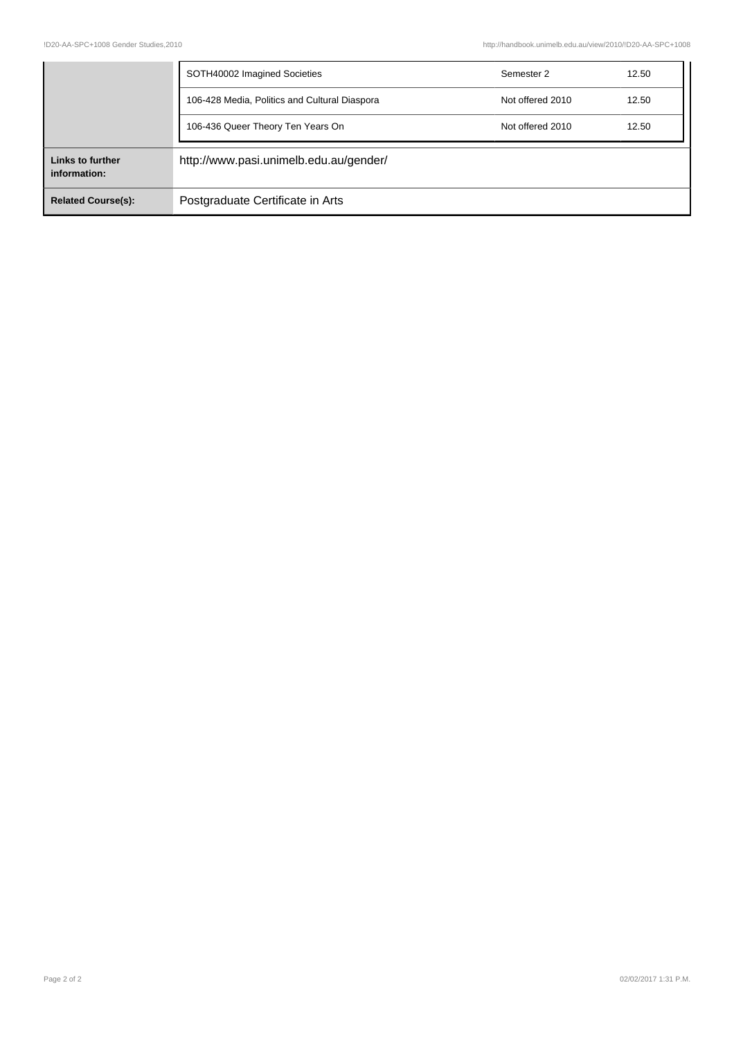| | | | |
|---|---|---|---|
| | SOTH40002 Imagined Societies | Semester 2 | 12.50 |
| | 106-428 Media, Politics and Cultural Diaspora | Not offered 2010 | 12.50 |
| | 106-436 Queer Theory Ten Years On | Not offered 2010 | 12.50 |
| **Links to further information:** | http://www.pasi.unimelb.edu.au/gender/ | | |
| **Related Course(s):** | Postgraduate Certificate in Arts | | |